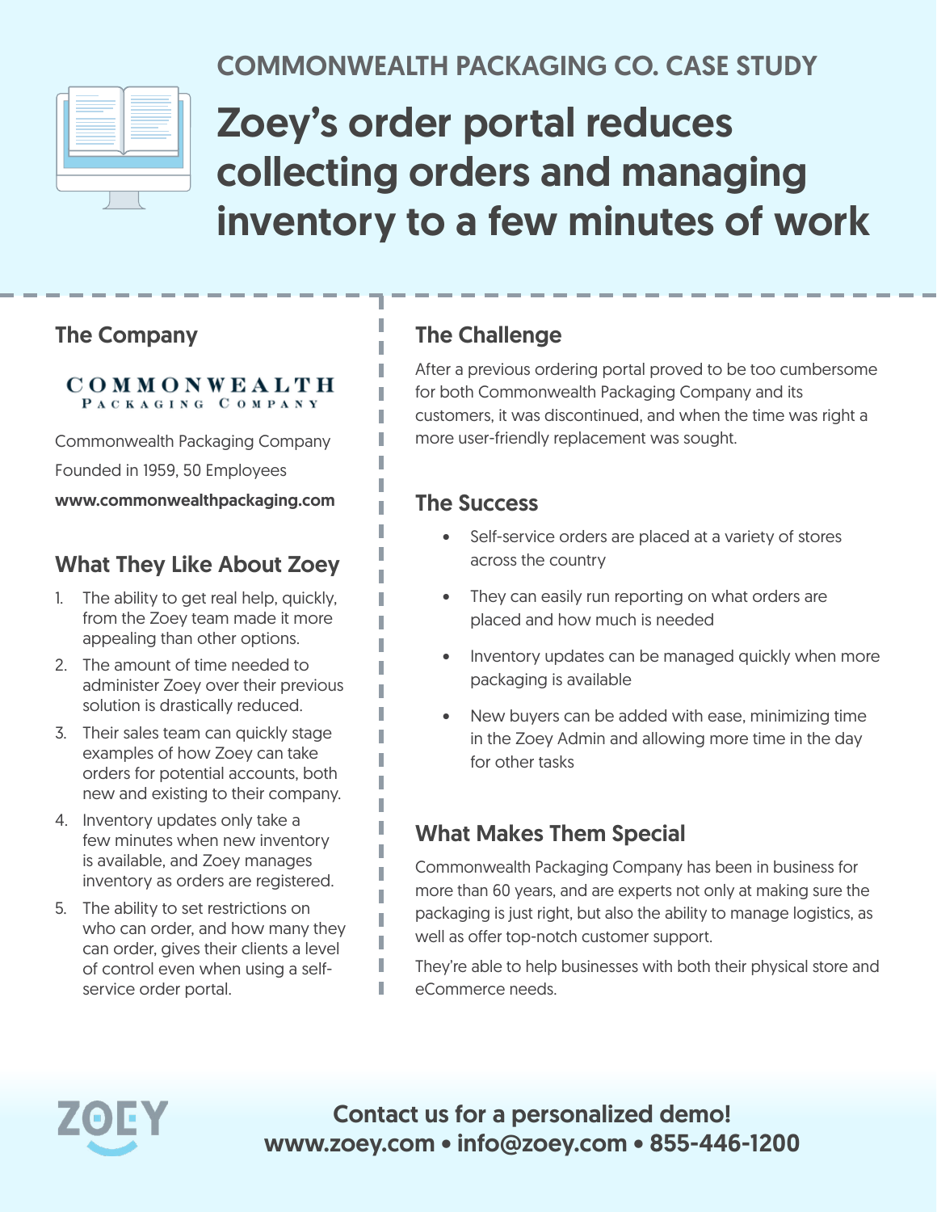COMMONWEALTH PACKAGING CO. CASE STUDY

# Zoey's order portal reduces collecting orders and managing inventory to a few minutes of work

## The Company

COMMONWEALTH
PACKAGING COMPANY

Commonwealth Packaging Company

Founded in 1959, 50 Employees

**www.commonwealthpackaging.com**

## What They Like About Zoey

1. The ability to get real help, quickly, from the Zoey team made it more appealing than other options.
2. The amount of time needed to administer Zoey over their previous solution is drastically reduced.
3. Their sales team can quickly stage examples of how Zoey can take orders for potential accounts, both new and existing to their company.
4. Inventory updates only take a few minutes when new inventory is available, and Zoey manages inventory as orders are registered.
5. The ability to set restrictions on who can order, and how many they can order, gives their clients a level of control even when using a self-service order portal.

## The Challenge

After a previous ordering portal proved to be too cumbersome for both Commonwealth Packaging Company and its customers, it was discontinued, and when the time was right a more user-friendly replacement was sought.

## The Success

- Self-service orders are placed at a variety of stores across the country
- They can easily run reporting on what orders are placed and how much is needed
- Inventory updates can be managed quickly when more packaging is available
- New buyers can be added with ease, minimizing time in the Zoey Admin and allowing more time in the day for other tasks

## What Makes Them Special

Commonwealth Packaging Company has been in business for more than 60 years, and are experts not only at making sure the packaging is just right, but also the ability to manage logistics, as well as offer top-notch customer support.

They're able to help businesses with both their physical store and eCommerce needs.

ZOEY

**Contact us for a personalized demo!**
**www.zoey.com • info@zoey.com • 855-446-1200**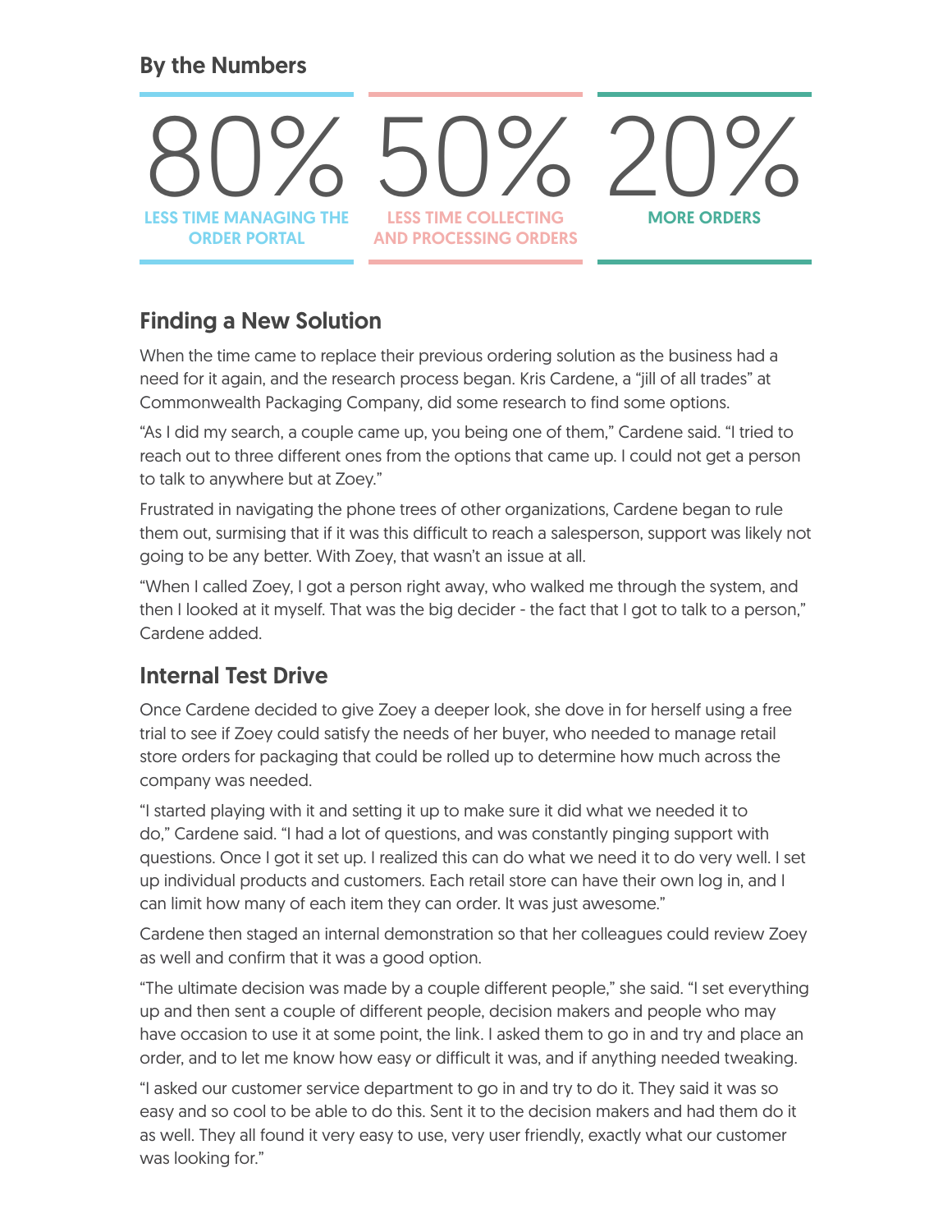## By the Numbers

**80%** LESS TIME MANAGING THE ORDER PORTAL

**50%** LESS TIME COLLECTING AND PROCESSING ORDERS

**20%** MORE ORDERS

## Finding a New Solution

When the time came to replace their previous ordering solution as the business had a need for it again, and the research process began. Kris Cardene, a "jill of all trades" at Commonwealth Packaging Company, did some research to find some options.

"As I did my search, a couple came up, you being one of them," Cardene said. "I tried to reach out to three different ones from the options that came up. I could not get a person to talk to anywhere but at Zoey."

Frustrated in navigating the phone trees of other organizations, Cardene began to rule them out, surmising that if it was this difficult to reach a salesperson, support was likely not going to be any better. With Zoey, that wasn't an issue at all.

"When I called Zoey, I got a person right away, who walked me through the system, and then I looked at it myself. That was the big decider - the fact that I got to talk to a person," Cardene added.

## Internal Test Drive

Once Cardene decided to give Zoey a deeper look, she dove in for herself using a free trial to see if Zoey could satisfy the needs of her buyer, who needed to manage retail store orders for packaging that could be rolled up to determine how much across the company was needed.

"I started playing with it and setting it up to make sure it did what we needed it to do," Cardene said. "I had a lot of questions, and was constantly pinging support with questions. Once I got it set up. I realized this can do what we need it to do very well. I set up individual products and customers. Each retail store can have their own log in, and I can limit how many of each item they can order. It was just awesome."

Cardene then staged an internal demonstration so that her colleagues could review Zoey as well and confirm that it was a good option.

"The ultimate decision was made by a couple different people," she said. "I set everything up and then sent a couple of different people, decision makers and people who may have occasion to use it at some point, the link. I asked them to go in and try and place an order, and to let me know how easy or difficult it was, and if anything needed tweaking.

"I asked our customer service department to go in and try to do it. They said it was so easy and so cool to be able to do this. Sent it to the decision makers and had them do it as well. They all found it very easy to use, very user friendly, exactly what our customer was looking for."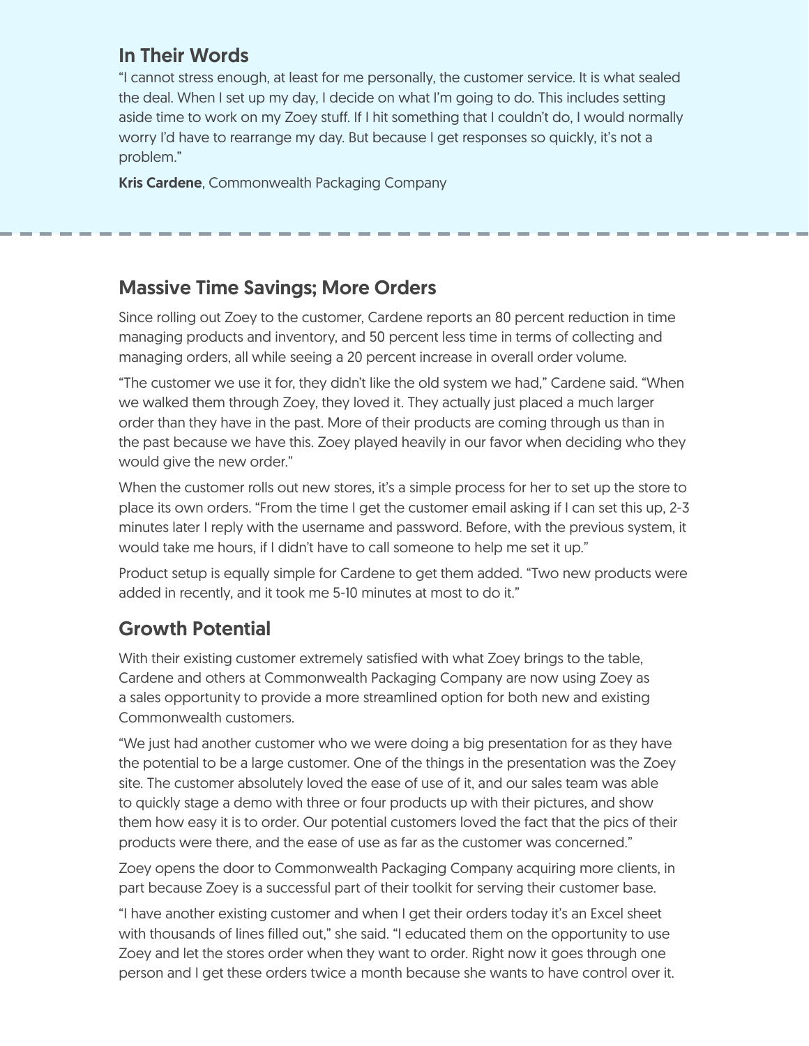## In Their Words

"I cannot stress enough, at least for me personally, the customer service. It is what sealed the deal. When I set up my day, I decide on what I'm going to do. This includes setting aside time to work on my Zoey stuff. If I hit something that I couldn't do, I would normally worry I'd have to rearrange my day. But because I get responses so quickly, it's not a problem."

**Kris Cardene**, Commonwealth Packaging Company

## Massive Time Savings; More Orders

Since rolling out Zoey to the customer, Cardene reports an 80 percent reduction in time managing products and inventory, and 50 percent less time in terms of collecting and managing orders, all while seeing a 20 percent increase in overall order volume.

"The customer we use it for, they didn't like the old system we had," Cardene said. "When we walked them through Zoey, they loved it. They actually just placed a much larger order than they have in the past. More of their products are coming through us than in the past because we have this. Zoey played heavily in our favor when deciding who they would give the new order."

When the customer rolls out new stores, it's a simple process for her to set up the store to place its own orders. "From the time I get the customer email asking if I can set this up, 2-3 minutes later I reply with the username and password. Before, with the previous system, it would take me hours, if I didn't have to call someone to help me set it up."

Product setup is equally simple for Cardene to get them added. "Two new products were added in recently, and it took me 5-10 minutes at most to do it."

## Growth Potential

With their existing customer extremely satisfied with what Zoey brings to the table, Cardene and others at Commonwealth Packaging Company are now using Zoey as a sales opportunity to provide a more streamlined option for both new and existing Commonwealth customers.

"We just had another customer who we were doing a big presentation for as they have the potential to be a large customer. One of the things in the presentation was the Zoey site. The customer absolutely loved the ease of use of it, and our sales team was able to quickly stage a demo with three or four products up with their pictures, and show them how easy it is to order. Our potential customers loved the fact that the pics of their products were there, and the ease of use as far as the customer was concerned."

Zoey opens the door to Commonwealth Packaging Company acquiring more clients, in part because Zoey is a successful part of their toolkit for serving their customer base.

"I have another existing customer and when I get their orders today it's an Excel sheet with thousands of lines filled out," she said. "I educated them on the opportunity to use Zoey and let the stores order when they want to order. Right now it goes through one person and I get these orders twice a month because she wants to have control over it.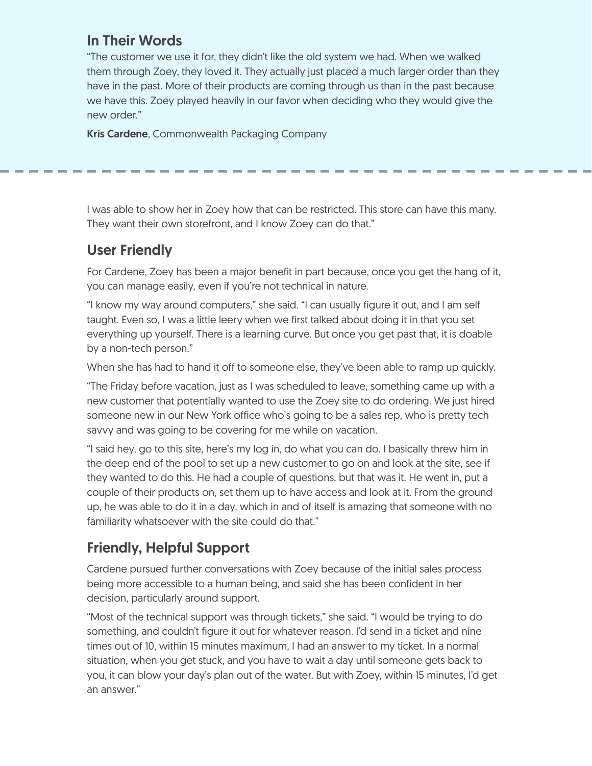## In Their Words

"The customer we use it for, they didn't like the old system we had. When we walked them through Zoey, they loved it. They actually just placed a much larger order than they have in the past. More of their products are coming through us than in the past because we have this. Zoey played heavily in our favor when deciding who they would give the new order."

**Kris Cardene**, Commonwealth Packaging Company

---

I was able to show her in Zoey how that can be restricted. This store can have this many. They want their own storefront, and I know Zoey can do that."

## User Friendly

For Cardene, Zoey has been a major benefit in part because, once you get the hang of it, you can manage easily, even if you're not technical in nature.

"I know my way around computers," she said. "I can usually figure it out, and I am self taught. Even so, I was a little leery when we first talked about doing it in that you set everything up yourself. There is a learning curve. But once you get past that, it is doable by a non-tech person."

When she has had to hand it off to someone else, they've been able to ramp up quickly.

"The Friday before vacation, just as I was scheduled to leave, something came up with a new customer that potentially wanted to use the Zoey site to do ordering. We just hired someone new in our New York office who's going to be a sales rep, who is pretty tech savvy and was going to be covering for me while on vacation.

"I said hey, go to this site, here's my log in, do what you can do. I basically threw him in the deep end of the pool to set up a new customer to go on and look at the site, see if they wanted to do this. He had a couple of questions, but that was it. He went in, put a couple of their products on, set them up to have access and look at it. From the ground up, he was able to do it in a day, which in and of itself is amazing that someone with no familiarity whatsoever with the site could do that."

## Friendly, Helpful Support

Cardene pursued further conversations with Zoey because of the initial sales process being more accessible to a human being, and said she has been confident in her decision, particularly around support.

"Most of the technical support was through tickets," she said. "I would be trying to do something, and couldn't figure it out for whatever reason. I'd send in a ticket and nine times out of 10, within 15 minutes maximum, I had an answer to my ticket. In a normal situation, when you get stuck, and you have to wait a day until someone gets back to you, it can blow your day's plan out of the water. But with Zoey, within 15 minutes, I'd get an answer."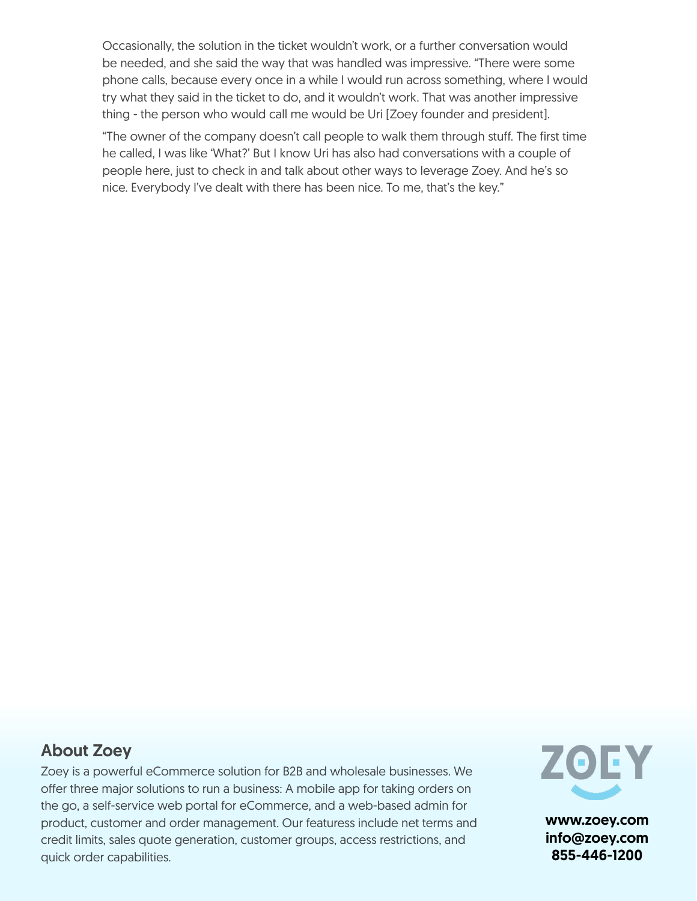Occasionally, the solution in the ticket wouldn't work, or a further conversation would be needed, and she said the way that was handled was impressive. "There were some phone calls, because every once in a while I would run across something, where I would try what they said in the ticket to do, and it wouldn't work. That was another impressive thing - the person who would call me would be Uri [Zoey founder and president].

"The owner of the company doesn't call people to walk them through stuff. The first time he called, I was like 'What?' But I know Uri has also had conversations with a couple of people here, just to check in and talk about other ways to leverage Zoey. And he's so nice. Everybody I've dealt with there has been nice. To me, that's the key."

## About Zoey

Zoey is a powerful eCommerce solution for B2B and wholesale businesses. We offer three major solutions to run a business: A mobile app for taking orders on the go, a self-service web portal for eCommerce, and a web-based admin for product, customer and order management. Our featuress include net terms and credit limits, sales quote generation, customer groups, access restrictions, and quick order capabilities.

ZOEY

**www.zoey.com**
**info@zoey.com**
**855-446-1200**